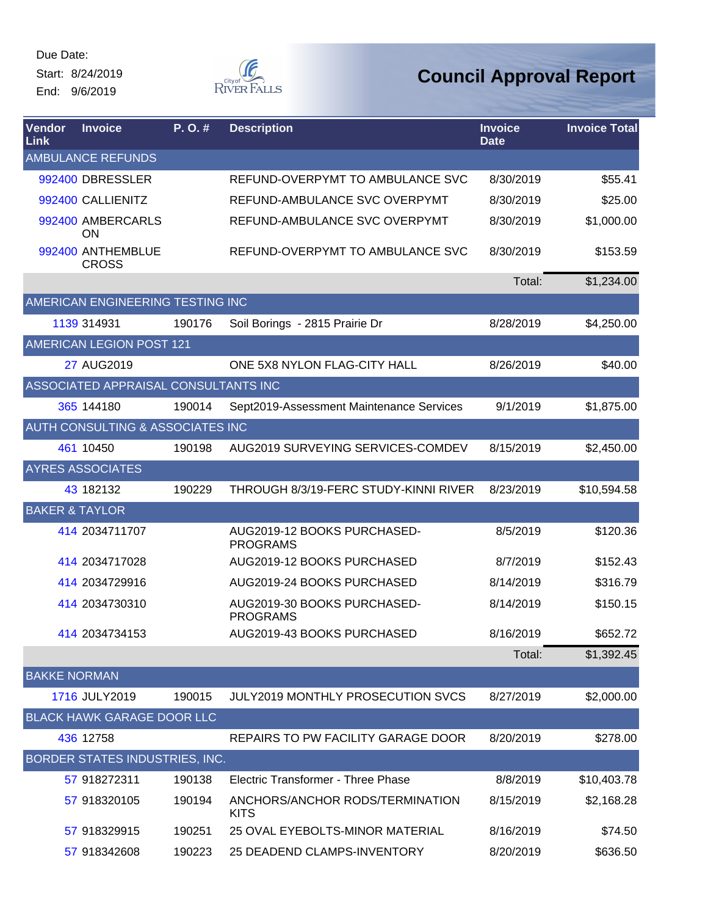Due Date:
Start: 8/24/2019
End: 9/6/2019

# Council Approval Report

| Vendor Link | Invoice | P. O. # | Description | Invoice Date | Invoice Total |
|---|---|---|---|---|---|
| AMBURANCE REFUNDS | | | | | |
| 992400 | DBRESSLER | | REFUND-OVERPYMT TO AMBULANCE SVC | 8/30/2019 | $55.41 |
| 992400 | CALLIENITZ | | REFUND-AMBULANCE SVC OVERPYMT | 8/30/2019 | $25.00 |
| 992400 | AMBERCARLSON | | REFUND-AMBULANCE SVC OVERPYMT | 8/30/2019 | $1,000.00 |
| 992400 | ANTHEMBLUE CROSS | | REFUND-OVERPYMT TO AMBULANCE SVC | 8/30/2019 | $153.59 |
| | | | | Total: | $1,234.00 |
| AMERICAN ENGINEERING TESTING INC | | | | | |
| 1139 | 314931 | 190176 | Soil Borings - 2815 Prairie Dr | 8/28/2019 | $4,250.00 |
| AMERICAN LEGION POST 121 | | | | | |
| 27 | AUG2019 | | ONE 5X8 NYLON FLAG-CITY HALL | 8/26/2019 | $40.00 |
| ASSOCIATED APPRAISAL CONSULTANTS INC | | | | | |
| 365 | 144180 | 190014 | Sept2019-Assessment Maintenance Services | 9/1/2019 | $1,875.00 |
| AUTH CONSULTING & ASSOCIATES INC | | | | | |
| 461 | 10450 | 190198 | AUG2019 SURVEYING SERVICES-COMDEV | 8/15/2019 | $2,450.00 |
| AYRES ASSOCIATES | | | | | |
| 43 | 182132 | 190229 | THROUGH 8/3/19-FERC STUDY-KINNI RIVER | 8/23/2019 | $10,594.58 |
| BAKER & TAYLOR | | | | | |
| 414 | 2034711707 | | AUG2019-12 BOOKS PURCHASED-PROGRAMS | 8/5/2019 | $120.36 |
| 414 | 2034717028 | | AUG2019-12 BOOKS PURCHASED | 8/7/2019 | $152.43 |
| 414 | 2034729916 | | AUG2019-24 BOOKS PURCHASED | 8/14/2019 | $316.79 |
| 414 | 2034730310 | | AUG2019-30 BOOKS PURCHASED-PROGRAMS | 8/14/2019 | $150.15 |
| 414 | 2034734153 | | AUG2019-43 BOOKS PURCHASED | 8/16/2019 | $652.72 |
| | | | | Total: | $1,392.45 |
| BAKKE NORMAN | | | | | |
| 1716 | JULY2019 | 190015 | JULY2019 MONTHLY PROSECUTION SVCS | 8/27/2019 | $2,000.00 |
| BLACK HAWK GARAGE DOOR LLC | | | | | |
| 436 | 12758 | | REPAIRS TO PW FACILITY GARAGE DOOR | 8/20/2019 | $278.00 |
| BORDER STATES INDUSTRIES, INC. | | | | | |
| 57 | 918272311 | 190138 | Electric Transformer - Three Phase | 8/8/2019 | $10,403.78 |
| 57 | 918320105 | 190194 | ANCHORS/ANCHOR RODS/TERMINATION KITS | 8/15/2019 | $2,168.28 |
| 57 | 918329915 | 190251 | 25 OVAL EYEBOLTS-MINOR MATERIAL | 8/16/2019 | $74.50 |
| 57 | 918342608 | 190223 | 25 DEADEND CLAMPS-INVENTORY | 8/20/2019 | $636.50 |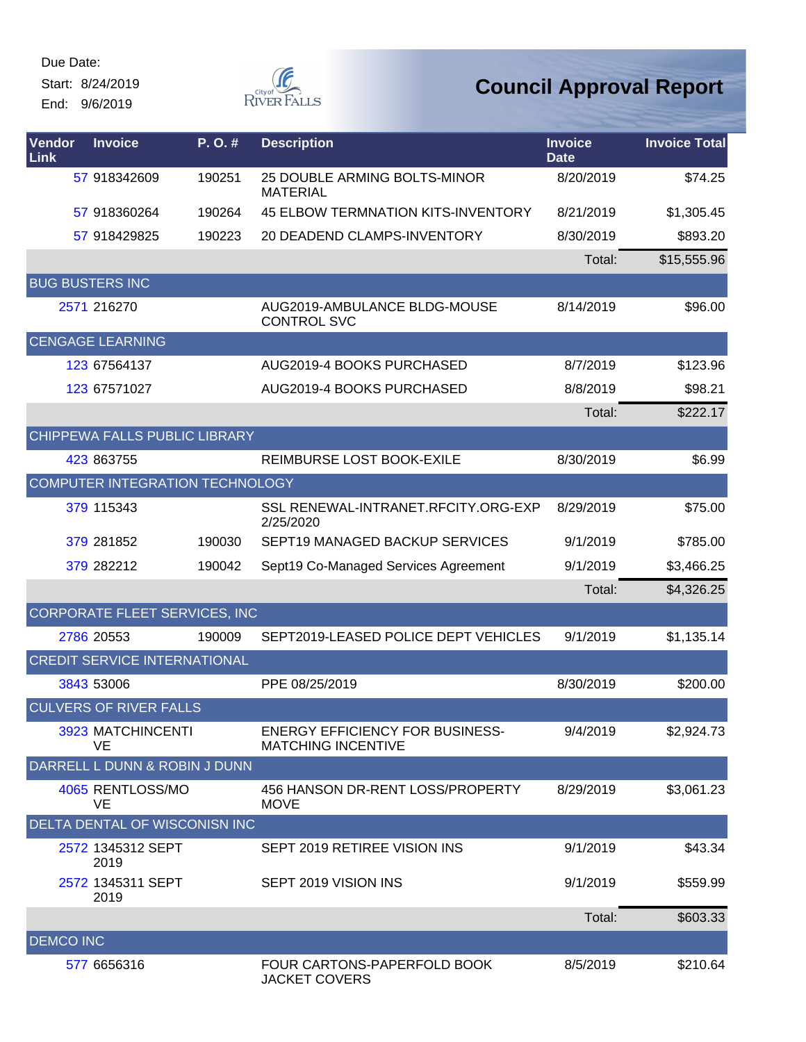Due Date:

Start: 8/24/2019

End: 9/6/2019

# Council Approval Report

| Vendor Link | Invoice | P. O. # | Description | Invoice Date | Invoice Total |
|---|---|---|---|---|---|
| 57 | 918342609 | 190251 | 25 DOUBLE ARMING BOLTS-MINOR MATERIAL | 8/20/2019 | $74.25 |
| 57 | 918360264 | 190264 | 45 ELBOW TERMNATION KITS-INVENTORY | 8/21/2019 | $1,305.45 |
| 57 | 918429825 | 190223 | 20 DEADEND CLAMPS-INVENTORY | 8/30/2019 | $893.20 |
| | | | | Total: | $15,555.96 |
| BUG BUSTERS INC | | | | | |
| 2571 | 216270 | | AUG2019-AMBULANCE BLDG-MOUSE CONTROL SVC | 8/14/2019 | $96.00 |
| CENGAGE LEARNING | | | | | |
| 123 | 67564137 | | AUG2019-4 BOOKS PURCHASED | 8/7/2019 | $123.96 |
| 123 | 67571027 | | AUG2019-4 BOOKS PURCHASED | 8/8/2019 | $98.21 |
| | | | | Total: | $222.17 |
| CHIPPEWA FALLS PUBLIC LIBRARY | | | | | |
| 423 | 863755 | | REIMBURSE LOST BOOK-EXILE | 8/30/2019 | $6.99 |
| COMPUTER INTEGRATION TECHNOLOGY | | | | | |
| 379 | 115343 | | SSL RENEWAL-INTRANET.RFCITY.ORG-EXP 2/25/2020 | 8/29/2019 | $75.00 |
| 379 | 281852 | 190030 | SEPT19 MANAGED BACKUP SERVICES | 9/1/2019 | $785.00 |
| 379 | 282212 | 190042 | Sept19 Co-Managed Services Agreement | 9/1/2019 | $3,466.25 |
| | | | | Total: | $4,326.25 |
| CORPORATE FLEET SERVICES, INC | | | | | |
| 2786 | 20553 | 190009 | SEPT2019-LEASED POLICE DEPT VEHICLES | 9/1/2019 | $1,135.14 |
| CREDIT SERVICE INTERNATIONAL | | | | | |
| 3843 | 53006 | | PPE 08/25/2019 | 8/30/2019 | $200.00 |
| CULVERS OF RIVER FALLS | | | | | |
| 3923 | MATCHINCENTIVE | | ENERGY EFFICIENCY FOR BUSINESS-MATCHING INCENTIVE | 9/4/2019 | $2,924.73 |
| DARRELL L DUNN & ROBIN J DUNN | | | | | |
| 4065 | RENTLOSS/MOVE | | 456 HANSON DR-RENT LOSS/PROPERTY MOVE | 8/29/2019 | $3,061.23 |
| DELTA DENTAL OF WISCONISN INC | | | | | |
| 2572 | 1345312 SEPT 2019 | | SEPT 2019 RETIREE VISION INS | 9/1/2019 | $43.34 |
| 2572 | 1345311 SEPT 2019 | | SEPT 2019 VISION INS | 9/1/2019 | $559.99 |
| | | | | Total: | $603.33 |
| DEMCO INC | | | | | |
| 577 | 6656316 | | FOUR CARTONS-PAPERFOLD BOOK JACKET COVERS | 8/5/2019 | $210.64 |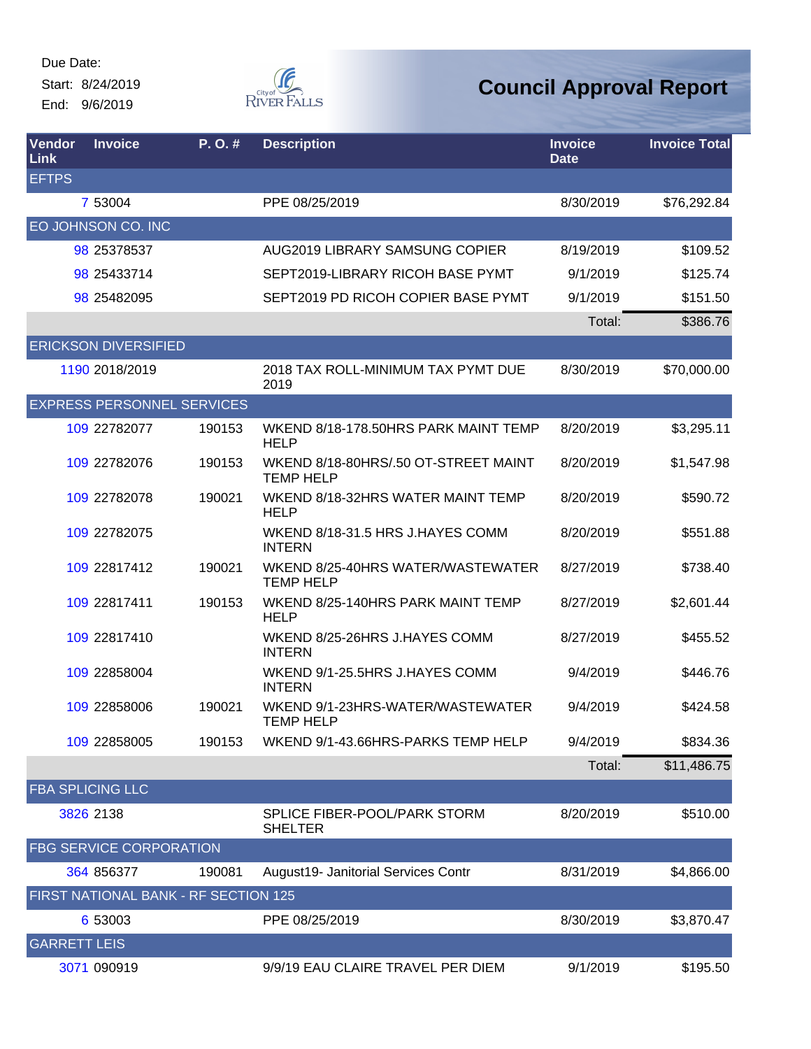Due Date:
Start: 8/24/2019
End: 9/6/2019

City of River Falls

# Council Approval Report

| Vendor Link | Invoice | P. O. # | Description | Invoice Date | Invoice Total |
|---|---|---|---|---|---|
| EFTPS | | | | | |
| 7 | 53004 | | PPE 08/25/2019 | 8/30/2019 | $76,292.84 |
| EO JOHNSON CO. INC | | | | | |
| 98 | 25378537 | | AUG2019 LIBRARY SAMSUNG COPIER | 8/19/2019 | $109.52 |
| 98 | 25433714 | | SEPT2019-LIBRARY RICOH BASE PYMT | 9/1/2019 | $125.74 |
| 98 | 25482095 | | SEPT2019 PD RICOH COPIER BASE PYMT | 9/1/2019 | $151.50 |
| | | | | Total: | $386.76 |
| ERICKSON DIVERSIFIED | | | | | |
| 1190 | 2018/2019 | | 2018 TAX ROLL-MINIMUM TAX PYMT DUE 2019 | 8/30/2019 | $70,000.00 |
| EXPRESS PERSONNEL SERVICES | | | | | |
| 109 | 22782077 | 190153 | WKEND 8/18-178.50HRS PARK MAINT TEMP HELP | 8/20/2019 | $3,295.11 |
| 109 | 22782076 | 190153 | WKEND 8/18-80HRS/.50 OT-STREET MAINT TEMP HELP | 8/20/2019 | $1,547.98 |
| 109 | 22782078 | 190021 | WKEND 8/18-32HRS WATER MAINT TEMP HELP | 8/20/2019 | $590.72 |
| 109 | 22782075 | | WKEND 8/18-31.5 HRS J.HAYES COMM INTERN | 8/20/2019 | $551.88 |
| 109 | 22817412 | 190021 | WKEND 8/25-40HRS WATER/WASTEWATER TEMP HELP | 8/27/2019 | $738.40 |
| 109 | 22817411 | 190153 | WKEND 8/25-140HRS PARK MAINT TEMP HELP | 8/27/2019 | $2,601.44 |
| 109 | 22817410 | | WKEND 8/25-26HRS J.HAYES COMM INTERN | 8/27/2019 | $455.52 |
| 109 | 22858004 | | WKEND 9/1-25.5HRS J.HAYES COMM INTERN | 9/4/2019 | $446.76 |
| 109 | 22858006 | 190021 | WKEND 9/1-23HRS-WATER/WASTEWATER TEMP HELP | 9/4/2019 | $424.58 |
| 109 | 22858005 | 190153 | WKEND 9/1-43.66HRS-PARKS TEMP HELP | 9/4/2019 | $834.36 |
| | | | | Total: | $11,486.75 |
| FBA SPLICING LLC | | | | | |
| 3826 | 2138 | | SPLICE FIBER-POOL/PARK STORM SHELTER | 8/20/2019 | $510.00 |
| FBG SERVICE CORPORATION | | | | | |
| 364 | 856377 | 190081 | August19- Janitorial Services Contr | 8/31/2019 | $4,866.00 |
| FIRST NATIONAL BANK - RF SECTION 125 | | | | | |
| 6 | 53003 | | PPE 08/25/2019 | 8/30/2019 | $3,870.47 |
| GARRETT LEIS | | | | | |
| 3071 | 090919 | | 9/9/19 EAU CLAIRE TRAVEL PER DIEM | 9/1/2019 | $195.50 |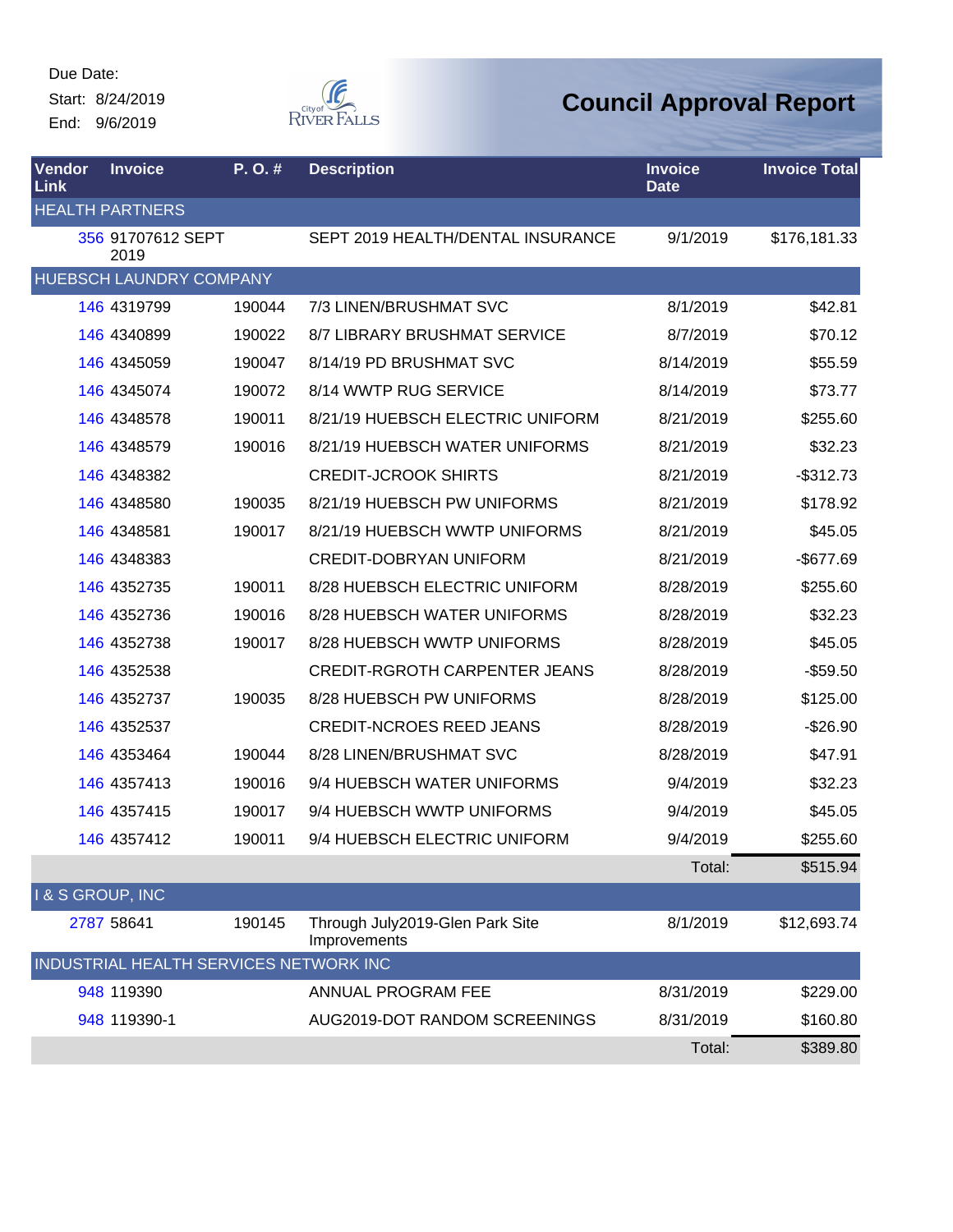Due Date:
Start: 8/24/2019
End: 9/6/2019

# Council Approval Report

| Vendor Link | Invoice | P. O. # | Description | Invoice Date | Invoice Total |
|---|---|---|---|---|---|
| HEALTH PARTNERS | | | | | |
| 356 | 91707612 SEPT 2019 | | SEPT 2019 HEALTH/DENTAL INSURANCE | 9/1/2019 | $176,181.33 |
| HUEBSCH LAUNDRY COMPANY | | | | | |
| 146 | 4319799 | 190044 | 7/3 LINEN/BRUSHMAT SVC | 8/1/2019 | $42.81 |
| 146 | 4340899 | 190022 | 8/7 LIBRARY BRUSHMAT SERVICE | 8/7/2019 | $70.12 |
| 146 | 4345059 | 190047 | 8/14/19 PD BRUSHMAT SVC | 8/14/2019 | $55.59 |
| 146 | 4345074 | 190072 | 8/14 WWTP RUG SERVICE | 8/14/2019 | $73.77 |
| 146 | 4348578 | 190011 | 8/21/19 HUEBSCH ELECTRIC UNIFORM | 8/21/2019 | $255.60 |
| 146 | 4348579 | 190016 | 8/21/19 HUEBSCH WATER UNIFORMS | 8/21/2019 | $32.23 |
| 146 | 4348382 | | CREDIT-JCROOK SHIRTS | 8/21/2019 | -$312.73 |
| 146 | 4348580 | 190035 | 8/21/19 HUEBSCH PW UNIFORMS | 8/21/2019 | $178.92 |
| 146 | 4348581 | 190017 | 8/21/19 HUEBSCH WWTP UNIFORMS | 8/21/2019 | $45.05 |
| 146 | 4348383 | | CREDIT-DOBRYAN UNIFORM | 8/21/2019 | -$677.69 |
| 146 | 4352735 | 190011 | 8/28 HUEBSCH ELECTRIC UNIFORM | 8/28/2019 | $255.60 |
| 146 | 4352736 | 190016 | 8/28 HUEBSCH WATER UNIFORMS | 8/28/2019 | $32.23 |
| 146 | 4352738 | 190017 | 8/28 HUEBSCH WWTP UNIFORMS | 8/28/2019 | $45.05 |
| 146 | 4352538 | | CREDIT-RGROTH CARPENTER JEANS | 8/28/2019 | -$59.50 |
| 146 | 4352737 | 190035 | 8/28 HUEBSCH PW UNIFORMS | 8/28/2019 | $125.00 |
| 146 | 4352537 | | CREDIT-NCROES REED JEANS | 8/28/2019 | -$26.90 |
| 146 | 4353464 | 190044 | 8/28 LINEN/BRUSHMAT SVC | 8/28/2019 | $47.91 |
| 146 | 4357413 | 190016 | 9/4 HUEBSCH WATER UNIFORMS | 9/4/2019 | $32.23 |
| 146 | 4357415 | 190017 | 9/4 HUEBSCH WWTP UNIFORMS | 9/4/2019 | $45.05 |
| 146 | 4357412 | 190011 | 9/4 HUEBSCH ELECTRIC UNIFORM | 9/4/2019 | $255.60 |
| | | | | Total: | $515.94 |
| I & S GROUP, INC | | | | | |
| 2787 | 58641 | 190145 | Through July2019-Glen Park Site Improvements | 8/1/2019 | $12,693.74 |
| INDUSTRIAL HEALTH SERVICES NETWORK INC | | | | | |
| 948 | 119390 | | ANNUAL PROGRAM FEE | 8/31/2019 | $229.00 |
| 948 | 119390-1 | | AUG2019-DOT RANDOM SCREENINGS | 8/31/2019 | $160.80 |
| | | | | Total: | $389.80 |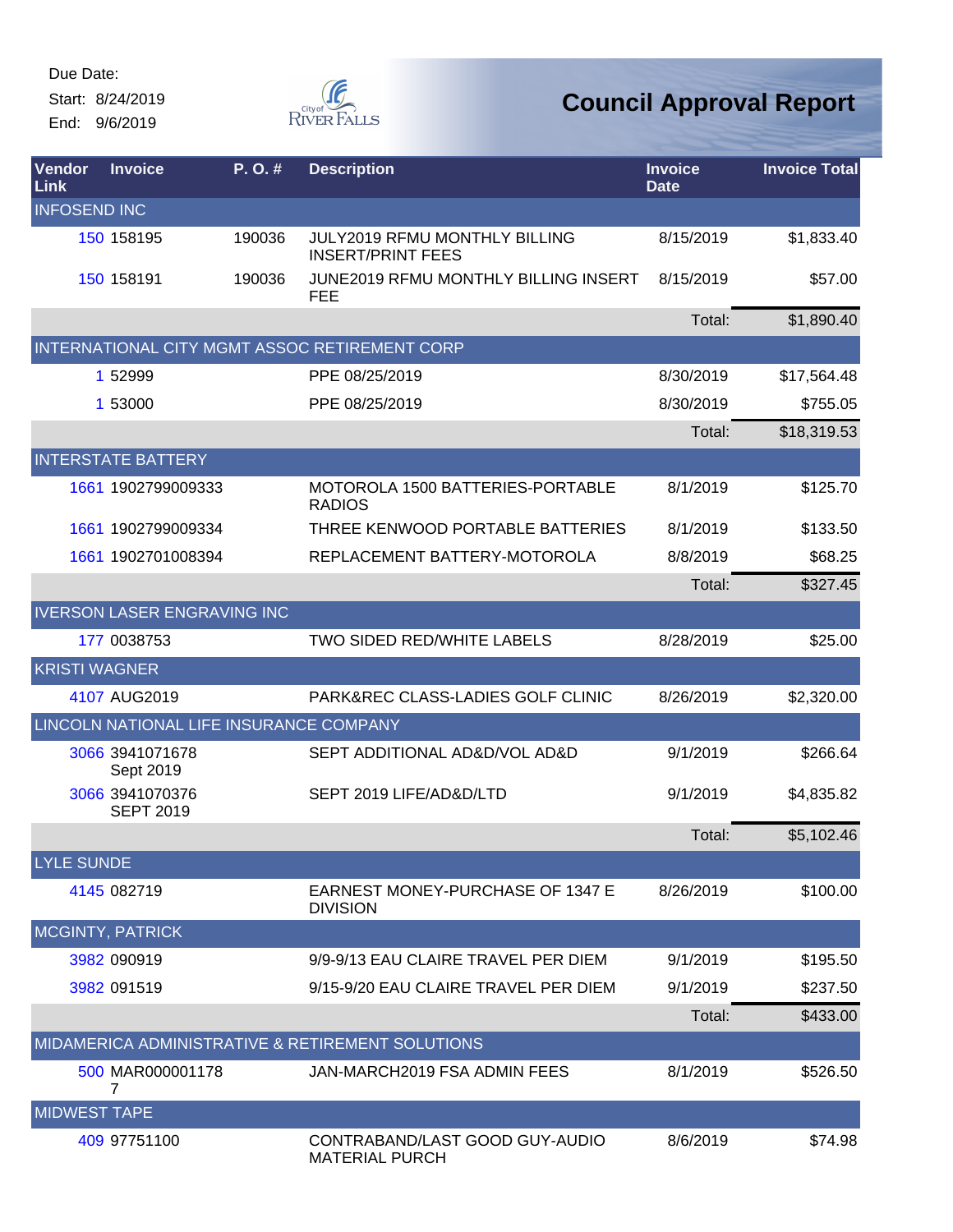Due Date:
Start: 8/24/2019
End: 9/6/2019

# Council Approval Report

| Vendor Link | Invoice | P. O. # | Description | Invoice Date | Invoice Total |
|---|---|---|---|---|---|
| INFOSEND INC | | | | | |
| 150 | 158195 | 190036 | JULY2019 RFMU MONTHLY BILLING INSERT/PRINT FEES | 8/15/2019 | $1,833.40 |
| 150 | 158191 | 190036 | JUNE2019 RFMU MONTHLY BILLING INSERT FEE | 8/15/2019 | $57.00 |
| | | | | Total: | $1,890.40 |
| INTERNATIONAL CITY MGMT ASSOC RETIREMENT CORP | | | | | |
| 1 | 52999 | | PPE 08/25/2019 | 8/30/2019 | $17,564.48 |
| 1 | 53000 | | PPE 08/25/2019 | 8/30/2019 | $755.05 |
| | | | | Total: | $18,319.53 |
| INTERSTATE BATTERY | | | | | |
| 1661 | 1902799009333 | | MOTOROLA 1500 BATTERIES-PORTABLE RADIOS | 8/1/2019 | $125.70 |
| 1661 | 1902799009334 | | THREE KENWOOD PORTABLE BATTERIES | 8/1/2019 | $133.50 |
| 1661 | 1902701008394 | | REPLACEMENT BATTERY-MOTOROLA | 8/8/2019 | $68.25 |
| | | | | Total: | $327.45 |
| IVERSON LASER ENGRAVING INC | | | | | |
| 177 | 0038753 | | TWO SIDED RED/WHITE LABELS | 8/28/2019 | $25.00 |
| KRISTI WAGNER | | | | | |
| 4107 | AUG2019 | | PARK&REC CLASS-LADIES GOLF CLINIC | 8/26/2019 | $2,320.00 |
| LINCOLN NATIONAL LIFE INSURANCE COMPANY | | | | | |
| 3066 | 3941071678 Sept 2019 | | SEPT ADDITIONAL AD&D/VOL AD&D | 9/1/2019 | $266.64 |
| 3066 | 3941070376 SEPT 2019 | | SEPT 2019 LIFE/AD&D/LTD | 9/1/2019 | $4,835.82 |
| | | | | Total: | $5,102.46 |
| LYLE SUNDE | | | | | |
| 4145 | 082719 | | EARNEST MONEY-PURCHASE OF 1347 E DIVISION | 8/26/2019 | $100.00 |
| MCGINTY, PATRICK | | | | | |
| 3982 | 090919 | | 9/9-9/13 EAU CLAIRE TRAVEL PER DIEM | 9/1/2019 | $195.50 |
| 3982 | 091519 | | 9/15-9/20 EAU CLAIRE TRAVEL PER DIEM | 9/1/2019 | $237.50 |
| | | | | Total: | $433.00 |
| MIDAMERICA ADMINISTRATIVE & RETIREMENT SOLUTIONS | | | | | |
| 500 | MAR0000011787 | | JAN-MARCH2019 FSA ADMIN FEES | 8/1/2019 | $526.50 |
| MIDWEST TAPE | | | | | |
| 409 | 97751100 | | CONTRABAND/LAST GOOD GUY-AUDIO MATERIAL PURCH | 8/6/2019 | $74.98 |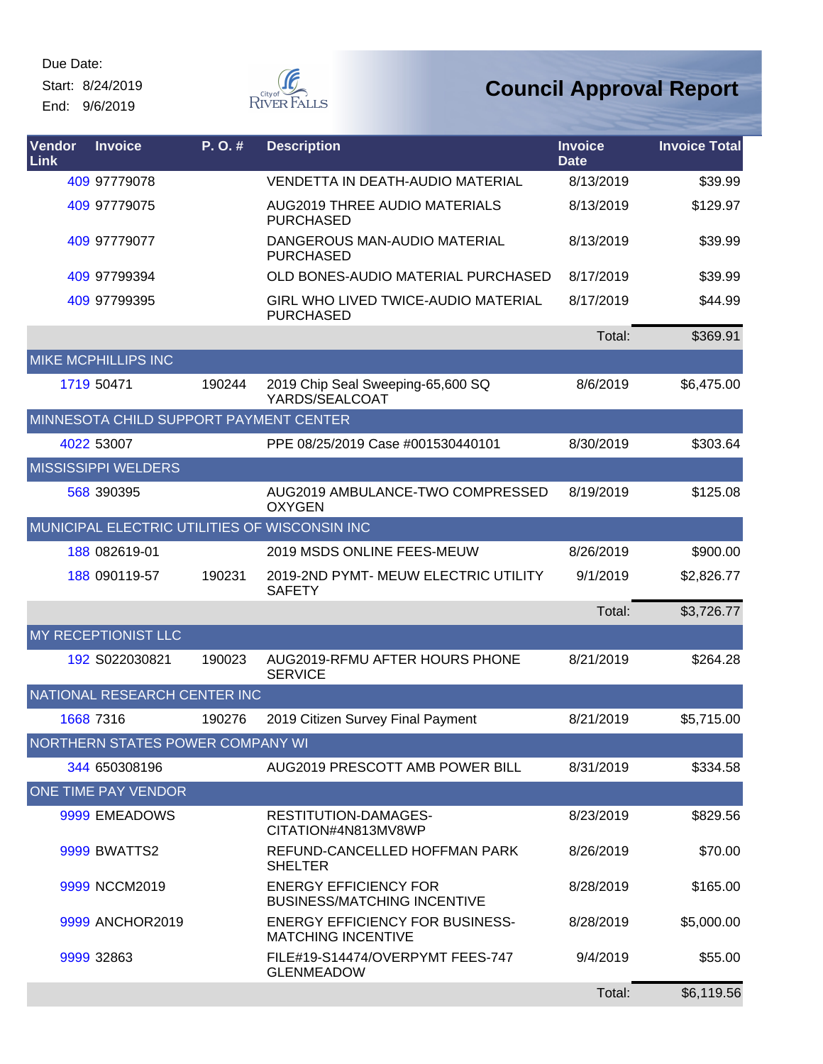Due Date:

Start: 8/24/2019

End: 9/6/2019

City of River Falls

# Council Approval Report

| Vendor Link | Invoice | P. O. # | Description | Invoice Date | Invoice Total |
|---|---|---|---|---|---|
| 409 | 97779078 | | VENDETTA IN DEATH-AUDIO MATERIAL | 8/13/2019 | $39.99 |
| 409 | 97779075 | | AUG2019 THREE AUDIO MATERIALS PURCHASED | 8/13/2019 | $129.97 |
| 409 | 97779077 | | DANGEROUS MAN-AUDIO MATERIAL PURCHASED | 8/13/2019 | $39.99 |
| 409 | 97799394 | | OLD BONES-AUDIO MATERIAL PURCHASED | 8/17/2019 | $39.99 |
| 409 | 97799395 | | GIRL WHO LIVED TWICE-AUDIO MATERIAL PURCHASED | 8/17/2019 | $44.99 |
| | | | | Total: | $369.91 |
| MIKE MCPHILLIPS INC | | | | | |
| 1719 | 50471 | 190244 | 2019 Chip Seal Sweeping-65,600 SQ YARDS/SEALCOAT | 8/6/2019 | $6,475.00 |
| MINNESOTA CHILD SUPPORT PAYMENT CENTER | | | | | |
| 4022 | 53007 | | PPE 08/25/2019 Case #001530440101 | 8/30/2019 | $303.64 |
| MISSISSIPPI WELDERS | | | | | |
| 568 | 390395 | | AUG2019 AMBULANCE-TWO COMPRESSED OXYGEN | 8/19/2019 | $125.08 |
| MUNICIPAL ELECTRIC UTILITIES OF WISCONSIN INC | | | | | |
| 188 | 082619-01 | | 2019 MSDS ONLINE FEES-MEUW | 8/26/2019 | $900.00 |
| 188 | 090119-57 | 190231 | 2019-2ND PYMT- MEUW ELECTRIC UTILITY SAFETY | 9/1/2019 | $2,826.77 |
| | | | | Total: | $3,726.77 |
| MY RECEPTIONIST LLC | | | | | |
| 192 | S022030821 | 190023 | AUG2019-RFMU AFTER HOURS PHONE SERVICE | 8/21/2019 | $264.28 |
| NATIONAL RESEARCH CENTER INC | | | | | |
| 1668 | 7316 | 190276 | 2019 Citizen Survey Final Payment | 8/21/2019 | $5,715.00 |
| NORTHERN STATES POWER COMPANY WI | | | | | |
| 344 | 650308196 | | AUG2019 PRESCOTT AMB POWER BILL | 8/31/2019 | $334.58 |
| ONE TIME PAY VENDOR | | | | | |
| 9999 | EMEADOWS | | RESTITUTION-DAMAGES-CITATION#4N813MV8WP | 8/23/2019 | $829.56 |
| 9999 | BWATTS2 | | REFUND-CANCELLED HOFFMAN PARK SHELTER | 8/26/2019 | $70.00 |
| 9999 | NCCM2019 | | ENERGY EFFICIENCY FOR BUSINESS/MATCHING INCENTIVE | 8/28/2019 | $165.00 |
| 9999 | ANCHOR2019 | | ENERGY EFFICIENCY FOR BUSINESS-MATCHING INCENTIVE | 8/28/2019 | $5,000.00 |
| 9999 | 32863 | | FILE#19-S14474/OVERPYMT FEES-747 GLENMEADOW | 9/4/2019 | $55.00 |
| | | | | Total: | $6,119.56 |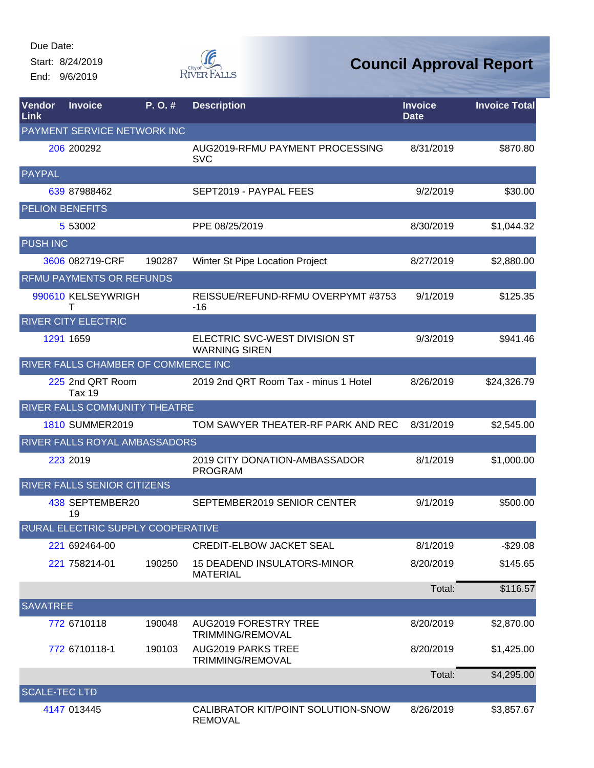Due Date:
Start: 8/24/2019
End: 9/6/2019

# Council Approval Report

| Vendor Link | Invoice | P. O. # | Description | Invoice Date | Invoice Total |
|---|---|---|---|---|---|
| PAYMENT SERVICE NETWORK INC | | | | | |
| 206 | 200292 | | AUG2019-RFMU PAYMENT PROCESSING SVC | 8/31/2019 | $870.80 |
| PAYPAL | | | | | |
| 639 | 87988462 | | SEPT2019 - PAYPAL FEES | 9/2/2019 | $30.00 |
| PELION BENEFITS | | | | | |
| 5 | 53002 | | PPE 08/25/2019 | 8/30/2019 | $1,044.32 |
| PUSH INC | | | | | |
| 3606 | 082719-CRF | 190287 | Winter St Pipe Location Project | 8/27/2019 | $2,880.00 |
| RFMU PAYMENTS OR REFUNDS | | | | | |
| 990610 | KELSEYWRIGHT | | REISSUE/REFUND-RFMU OVERPYMT #3753-16 | 9/1/2019 | $125.35 |
| RIVER CITY ELECTRIC | | | | | |
| 1291 | 1659 | | ELECTRIC SVC-WEST DIVISION ST WARNING SIREN | 9/3/2019 | $941.46 |
| RIVER FALLS CHAMBER OF COMMERCE INC | | | | | |
| 225 | 2nd QRT Room Tax 19 | | 2019 2nd QRT Room Tax - minus 1 Hotel | 8/26/2019 | $24,326.79 |
| RIVER FALLS COMMUNITY THEATRE | | | | | |
| 1810 | SUMMER2019 | | TOM SAWYER THEATER-RF PARK AND REC | 8/31/2019 | $2,545.00 |
| RIVER FALLS ROYAL AMBASSADORS | | | | | |
| 223 | 2019 | | 2019 CITY DONATION-AMBASSADOR PROGRAM | 8/1/2019 | $1,000.00 |
| RIVER FALLS SENIOR CITIZENS | | | | | |
| 438 | SEPTEMBER2019 | | SEPTEMBER2019 SENIOR CENTER | 9/1/2019 | $500.00 |
| RURAL ELECTRIC SUPPLY COOPERATIVE | | | | | |
| 221 | 692464-00 | | CREDIT-ELBOW JACKET SEAL | 8/1/2019 | -$29.08 |
| 221 | 758214-01 | 190250 | 15 DEADEND INSULATORS-MINOR MATERIAL | 8/20/2019 | $145.65 |
| | | | | Total: | $116.57 |
| SAVATREE | | | | | |
| 772 | 6710118 | 190048 | AUG2019 FORESTRY TREE TRIMMING/REMOVAL | 8/20/2019 | $2,870.00 |
| 772 | 6710118-1 | 190103 | AUG2019 PARKS TREE TRIMMING/REMOVAL | 8/20/2019 | $1,425.00 |
| | | | | Total: | $4,295.00 |
| SCALE-TEC LTD | | | | | |
| 4147 | 013445 | | CALIBRATOR KIT/POINT SOLUTION-SNOW REMOVAL | 8/26/2019 | $3,857.67 |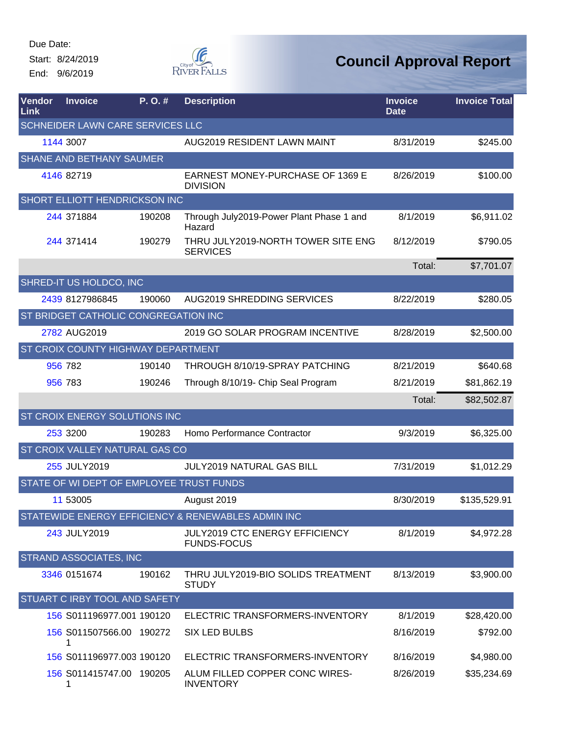Due Date:

Start: 8/24/2019

End: 9/6/2019

# Council Approval Report

| Vendor Link | Invoice | P. O. # | Description | Invoice Date | Invoice Total |
|---|---|---|---|---|---|
| SCHNEIDER LAWN CARE SERVICES LLC | | | | | |
| 1144 | 3007 | | AUG2019 RESIDENT LAWN MAINT | 8/31/2019 | $245.00 |
| SHANE AND BETHANY SAUMER | | | | | |
| 4146 | 82719 | | EARNEST MONEY-PURCHASE OF 1369 E DIVISION | 8/26/2019 | $100.00 |
| SHORT ELLIOTT HENDRICKSON INC | | | | | |
| 244 | 371884 | 190208 | Through July2019-Power Plant Phase 1 and Hazard | 8/1/2019 | $6,911.02 |
| 244 | 371414 | 190279 | THRU JULY2019-NORTH TOWER SITE ENG SERVICES | 8/12/2019 | $790.05 |
| | | | | Total: | $7,701.07 |
| SHRED-IT US HOLDCO, INC | | | | | |
| 2439 | 8127986845 | 190060 | AUG2019 SHREDDING SERVICES | 8/22/2019 | $280.05 |
| ST BRIDGET CATHOLIC CONGREGATION INC | | | | | |
| 2782 | AUG2019 | | 2019 GO SOLAR PROGRAM INCENTIVE | 8/28/2019 | $2,500.00 |
| ST CROIX COUNTY HIGHWAY DEPARTMENT | | | | | |
| 956 | 782 | 190140 | THROUGH 8/10/19-SPRAY PATCHING | 8/21/2019 | $640.68 |
| 956 | 783 | 190246 | Through 8/10/19- Chip Seal Program | 8/21/2019 | $81,862.19 |
| | | | | Total: | $82,502.87 |
| ST CROIX ENERGY SOLUTIONS INC | | | | | |
| 253 | 3200 | 190283 | Homo Performance Contractor | 9/3/2019 | $6,325.00 |
| ST CROIX VALLEY NATURAL GAS CO | | | | | |
| 255 | JULY2019 | | JULY2019 NATURAL GAS BILL | 7/31/2019 | $1,012.29 |
| STATE OF WI DEPT OF EMPLOYEE TRUST FUNDS | | | | | |
| 11 | 53005 | | August 2019 | 8/30/2019 | $135,529.91 |
| STATEWIDE ENERGY EFFICIENCY & RENEWABLES ADMIN INC | | | | | |
| 243 | JULY2019 | | JULY2019 CTC ENERGY EFFICIENCY FUNDS-FOCUS | 8/1/2019 | $4,972.28 |
| STRAND ASSOCIATES, INC | | | | | |
| 3346 | 0151674 | 190162 | THRU JULY2019-BIO SOLIDS TREATMENT STUDY | 8/13/2019 | $3,900.00 |
| STUART C IRBY TOOL AND SAFETY | | | | | |
| 156 | S011196977.001 | 190120 | ELECTRIC TRANSFORMERS-INVENTORY | 8/1/2019 | $28,420.00 |
| 156 | S011507566.001 | 190272 | SIX LED BULBS | 8/16/2019 | $792.00 |
| 156 | S011196977.003 | 190120 | ELECTRIC TRANSFORMERS-INVENTORY | 8/16/2019 | $4,980.00 |
| 156 | S011415747.001 | 190205 | ALUM FILLED COPPER CONC WIRES-INVENTORY | 8/26/2019 | $35,234.69 |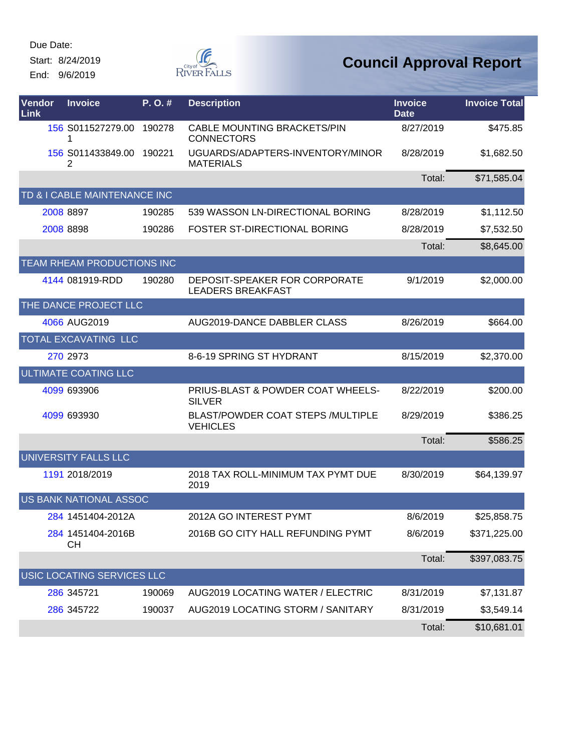Due Date:

Start: 8/24/2019

End: 9/6/2019

# Council Approval Report

| Vendor Link | Invoice | P. O. # | Description | Invoice Date | Invoice Total |
|---|---|---|---|---|---|
| 156 | S011527279.001 | 190278 | CABLE MOUNTING BRACKETS/PIN CONNECTORS | 8/27/2019 | $475.85 |
| 156 | S011433849.002 | 190221 | UGUARDS/ADAPTERS-INVENTORY/MINOR MATERIALS | 8/28/2019 | $1,682.50 |
| | | | | Total: | $71,585.04 |
| TD & I CABLE MAINTENANCE INC | | | | | |
| 2008 | 8897 | 190285 | 539 WASSON LN-DIRECTIONAL BORING | 8/28/2019 | $1,112.50 |
| 2008 | 8898 | 190286 | FOSTER ST-DIRECTIONAL BORING | 8/28/2019 | $7,532.50 |
| | | | | Total: | $8,645.00 |
| TEAM RHEAM PRODUCTIONS INC | | | | | |
| 4144 | 081919-RDD | 190280 | DEPOSIT-SPEAKER FOR CORPORATE LEADERS BREAKFAST | 9/1/2019 | $2,000.00 |
| THE DANCE PROJECT LLC | | | | | |
| 4066 | AUG2019 | | AUG2019-DANCE DABBLER CLASS | 8/26/2019 | $664.00 |
| TOTAL EXCAVATING LLC | | | | | |
| 270 | 2973 | | 8-6-19 SPRING ST HYDRANT | 8/15/2019 | $2,370.00 |
| ULTIMATE COATING LLC | | | | | |
| 4099 | 693906 | | PRIUS-BLAST & POWDER COAT WHEELS-SILVER | 8/22/2019 | $200.00 |
| 4099 | 693930 | | BLAST/POWDER COAT STEPS /MULTIPLE VEHICLES | 8/29/2019 | $386.25 |
| | | | | Total: | $586.25 |
| UNIVERSITY FALLS LLC | | | | | |
| 1191 | 2018/2019 | | 2018 TAX ROLL-MINIMUM TAX PYMT DUE 2019 | 8/30/2019 | $64,139.97 |
| US BANK NATIONAL ASSOC | | | | | |
| 284 | 1451404-2012A | | 2012A GO INTEREST PYMT | 8/6/2019 | $25,858.75 |
| 284 | 1451404-2016B CH | | 2016B GO CITY HALL REFUNDING PYMT | 8/6/2019 | $371,225.00 |
| | | | | Total: | $397,083.75 |
| USIC LOCATING SERVICES LLC | | | | | |
| 286 | 345721 | 190069 | AUG2019 LOCATING WATER / ELECTRIC | 8/31/2019 | $7,131.87 |
| 286 | 345722 | 190037 | AUG2019 LOCATING STORM / SANITARY | 8/31/2019 | $3,549.14 |
| | | | | Total: | $10,681.01 |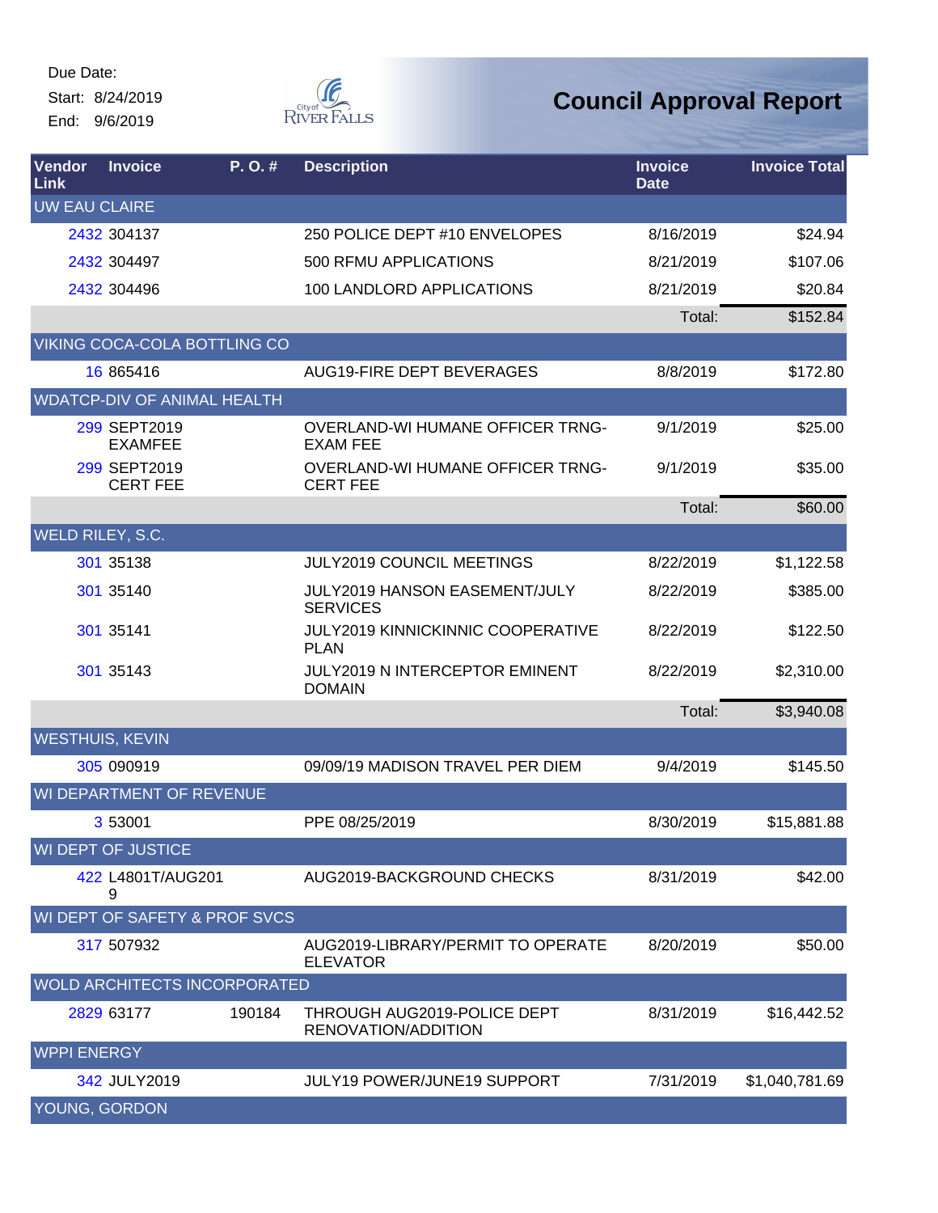Due Date:
Start: 8/24/2019
End: 9/6/2019

# Council Approval Report

| Vendor Link | Invoice | P. O. # | Description | Invoice Date | Invoice Total |
|---|---|---|---|---|---|
| UW EAU CLAIRE | | | | | |
| 2432 | 304137 | | 250 POLICE DEPT #10 ENVELOPES | 8/16/2019 | $24.94 |
| 2432 | 304497 | | 500 RFMU APPLICATIONS | 8/21/2019 | $107.06 |
| 2432 | 304496 | | 100 LANDLORD APPLICATIONS | 8/21/2019 | $20.84 |
| | | | | Total: | $152.84 |
| VIKING COCA-COLA BOTTLING CO | | | | | |
| 16 | 865416 | | AUG19-FIRE DEPT BEVERAGES | 8/8/2019 | $172.80 |
| WDATCP-DIV OF ANIMAL HEALTH | | | | | |
| 299 | SEPT2019 EXAMFEE | | OVERLAND-WI HUMANE OFFICER TRNG-EXAM FEE | 9/1/2019 | $25.00 |
| 299 | SEPT2019 CERT FEE | | OVERLAND-WI HUMANE OFFICER TRNG-CERT FEE | 9/1/2019 | $35.00 |
| | | | | Total: | $60.00 |
| WELD RILEY, S.C. | | | | | |
| 301 | 35138 | | JULY2019 COUNCIL MEETINGS | 8/22/2019 | $1,122.58 |
| 301 | 35140 | | JULY2019 HANSON EASEMENT/JULY SERVICES | 8/22/2019 | $385.00 |
| 301 | 35141 | | JULY2019 KINNICKINNIC COOPERATIVE PLAN | 8/22/2019 | $122.50 |
| 301 | 35143 | | JULY2019 N INTERCEPTOR EMINENT DOMAIN | 8/22/2019 | $2,310.00 |
| | | | | Total: | $3,940.08 |
| WESTHUIS, KEVIN | | | | | |
| 305 | 090919 | | 09/09/19 MADISON TRAVEL PER DIEM | 9/4/2019 | $145.50 |
| WI DEPARTMENT OF REVENUE | | | | | |
| 3 | 53001 | | PPE 08/25/2019 | 8/30/2019 | $15,881.88 |
| WI DEPT OF JUSTICE | | | | | |
| 422 | L4801T/AUG2019 | | AUG2019-BACKGROUND CHECKS | 8/31/2019 | $42.00 |
| WI DEPT OF SAFETY & PROF SVCS | | | | | |
| 317 | 507932 | | AUG2019-LIBRARY/PERMIT TO OPERATE ELEVATOR | 8/20/2019 | $50.00 |
| WOLD ARCHITECTS INCORPORATED | | | | | |
| 2829 | 63177 | 190184 | THROUGH AUG2019-POLICE DEPT RENOVATION/ADDITION | 8/31/2019 | $16,442.52 |
| WPPI ENERGY | | | | | |
| 342 | JULY2019 | | JULY19 POWER/JUNE19 SUPPORT | 7/31/2019 | $1,040,781.69 |
| YOUNG, GORDON | | | | | |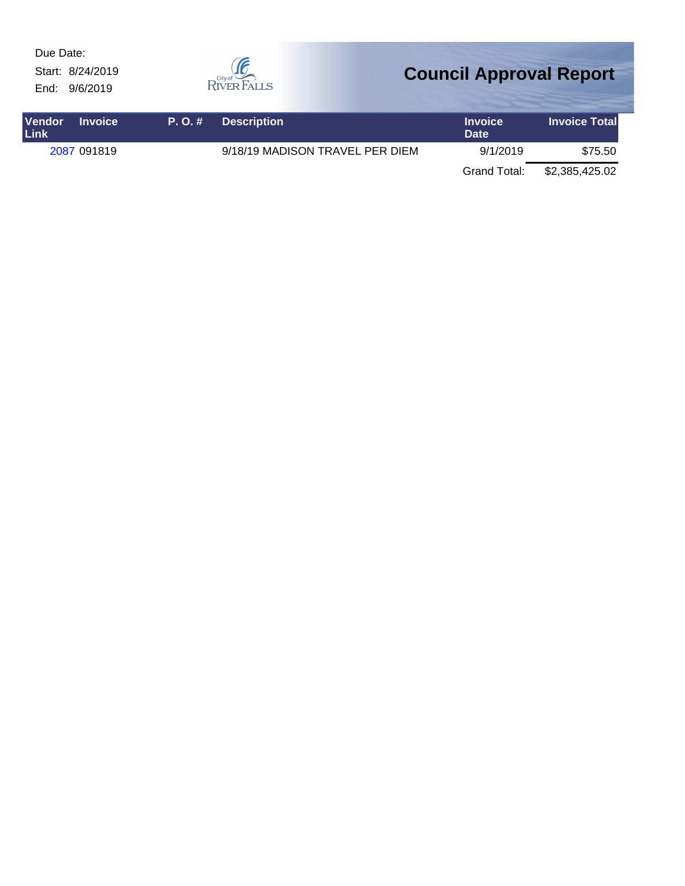Due Date:

Start: 8/24/2019

End: 9/6/2019

City of River Falls

# Council Approval Report

| Vendor Link | Invoice | P. O. # | Description | Invoice Date | Invoice Total |
|---|---|---|---|---|---|
| 2087 | 091819 | | 9/18/19 MADISON TRAVEL PER DIEM | 9/1/2019 | $75.50 |
| | | | | Grand Total: | $2,385,425.02 |